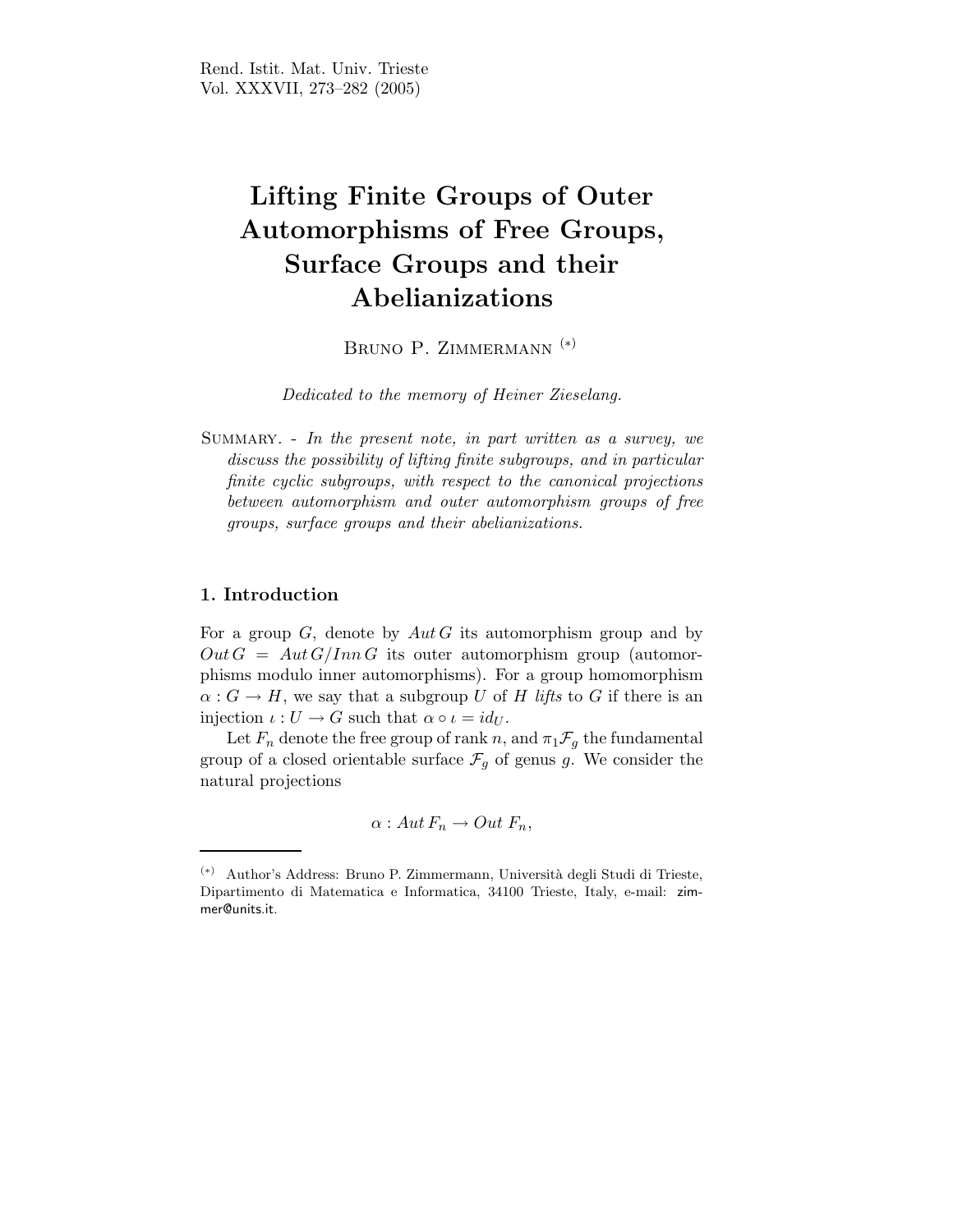Rend. Istit. Mat. Univ. Trieste
Vol. XXXVII, 273–282 (2005)

# Lifting Finite Groups of Outer Automorphisms of Free Groups, Surface Groups and their Abelianizations

Bruno P. Zimmermann [(*)]

*Dedicated to the memory of Heiner Zieselang.*

Summary. - *In the present note, in part written as a survey, we discuss the possibility of lifting finite subgroups, and in particular finite cyclic subgroups, with respect to the canonical projections between automorphism and outer automorphism groups of free groups, surface groups and their abelianizations.*

## 1. Introduction

For a group $G$, denote by $Aut\, G$ its automorphism group and by $Out\, G = Aut\, G/Inn\, G$ its outer automorphism group (automorphisms modulo inner automorphisms). For a group homomorphism $\alpha : G \to H$, we say that a subgroup $U$ of $H$ *lifts* to $G$ if there is an injection $\iota : U \to G$ such that $\alpha \circ \iota = id_U$.

Let $F_n$ denote the free group of rank $n$, and $\pi_1 \mathcal{F}_g$ the fundamental group of a closed orientable surface $\mathcal{F}_g$ of genus $g$. We consider the natural projections

$$\alpha : Aut\, F_n \to Out\, F_n,$$

---

[(*)] Author's Address: Bruno P. Zimmermann, Università degli Studi di Trieste, Dipartimento di Matematica e Informatica, 34100 Trieste, Italy, e-mail: zimmer@units.it.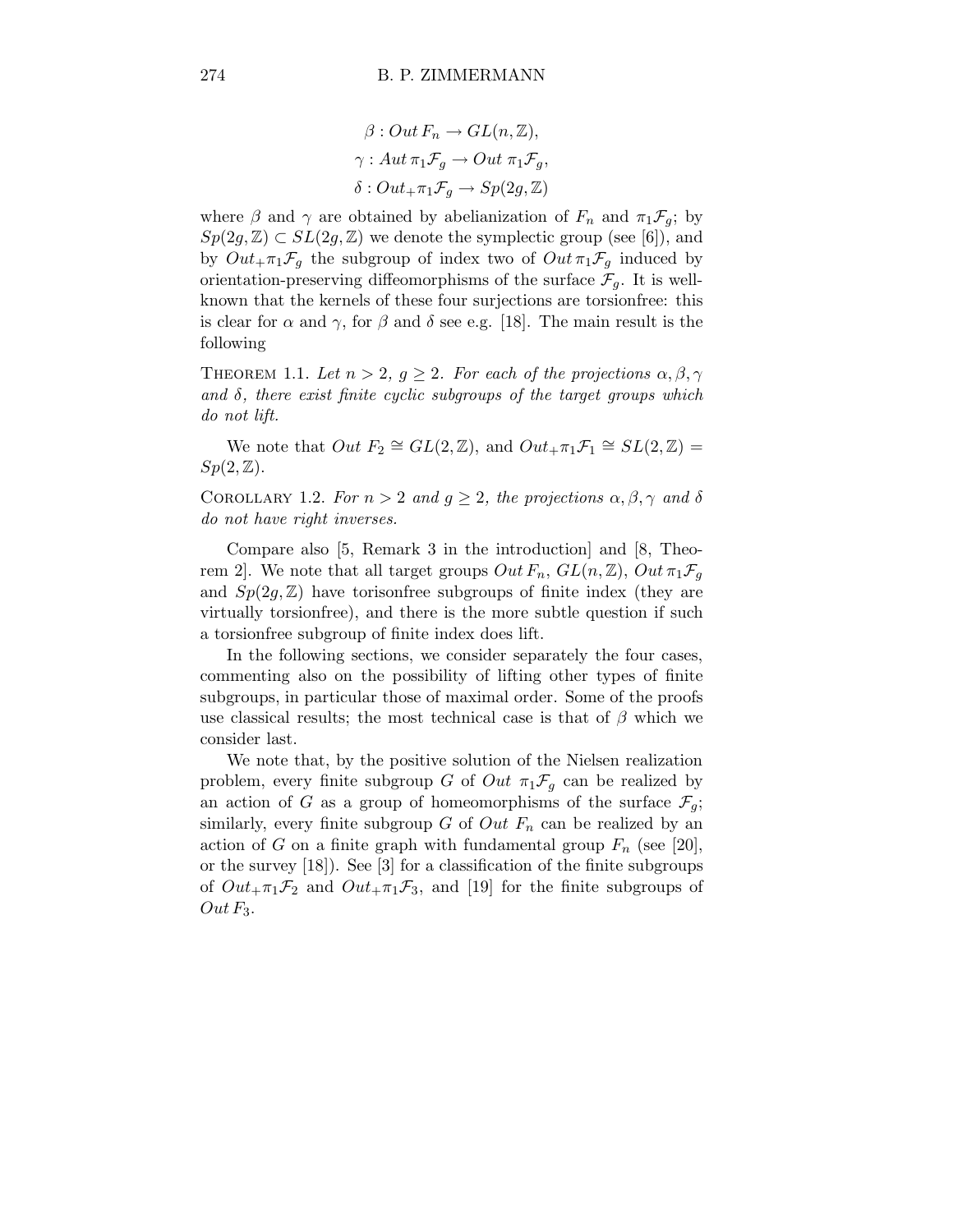$$\beta : Out\, F_n \to GL(n, \mathbb{Z}),$$
$$\gamma : Aut\, \pi_1 \mathcal{F}_g \to Out\; \pi_1 \mathcal{F}_g,$$
$$\delta : Out_+ \pi_1 \mathcal{F}_g \to Sp(2g, \mathbb{Z})$$

where $\beta$ and $\gamma$ are obtained by abelianization of $F_n$ and $\pi_1 \mathcal{F}_g$; by $Sp(2g, \mathbb{Z}) \subset SL(2g, \mathbb{Z})$ we denote the symplectic group (see [6]), and by $Out_+ \pi_1 \mathcal{F}_g$ the subgroup of index two of $Out\, \pi_1 \mathcal{F}_g$ induced by orientation-preserving diffeomorphisms of the surface $\mathcal{F}_g$. It is well-known that the kernels of these four surjections are torsionfree: this is clear for $\alpha$ and $\gamma$, for $\beta$ and $\delta$ see e.g. [18]. The main result is the following

THEOREM 1.1. *Let $n > 2$, $g \geq 2$. For each of the projections $\alpha, \beta, \gamma$ and $\delta$, there exist finite cyclic subgroups of the target groups which do not lift.*

We note that $Out\; F_2 \cong GL(2, \mathbb{Z})$, and $Out_+ \pi_1 \mathcal{F}_1 \cong SL(2, \mathbb{Z}) = Sp(2, \mathbb{Z})$.

COROLLARY 1.2. *For $n > 2$ and $g \geq 2$, the projections $\alpha, \beta, \gamma$ and $\delta$ do not have right inverses.*

Compare also [5, Remark 3 in the introduction] and [8, Theorem 2]. We note that all target groups $Out\, F_n$, $GL(n, \mathbb{Z})$, $Out\, \pi_1 \mathcal{F}_g$ and $Sp(2g, \mathbb{Z})$ have torisonfree subgroups of finite index (they are virtually torsionfree), and there is the more subtle question if such a torsionfree subgroup of finite index does lift.

In the following sections, we consider separately the four cases, commenting also on the possibility of lifting other types of finite subgroups, in particular those of maximal order. Some of the proofs use classical results; the most technical case is that of $\beta$ which we consider last.

We note that, by the positive solution of the Nielsen realization problem, every finite subgroup $G$ of $Out\; \pi_1 \mathcal{F}_g$ can be realized by an action of $G$ as a group of homeomorphisms of the surface $\mathcal{F}_g$; similarly, every finite subgroup $G$ of $Out\; F_n$ can be realized by an action of $G$ on a finite graph with fundamental group $F_n$ (see [20], or the survey [18]). See [3] for a classification of the finite subgroups of $Out_+ \pi_1 \mathcal{F}_2$ and $Out_+ \pi_1 \mathcal{F}_3$, and [19] for the finite subgroups of $Out\, F_3$.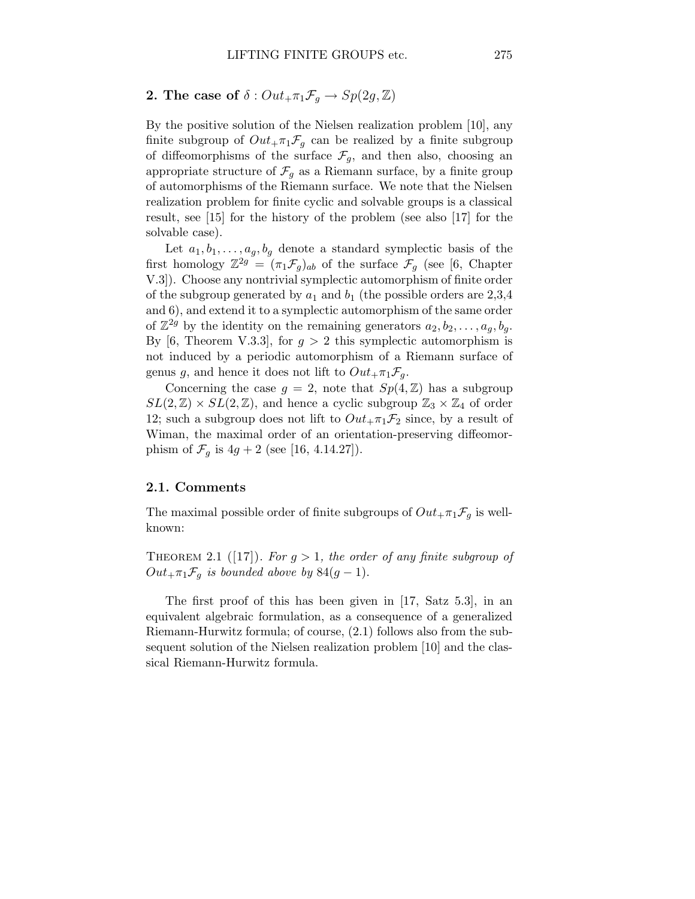## 2. The case of $\delta : Out_+\pi_1\mathcal{F}_g \to Sp(2g, \mathbb{Z})$

By the positive solution of the Nielsen realization problem [10], any finite subgroup of $Out_+\pi_1\mathcal{F}_g$ can be realized by a finite subgroup of diffeomorphisms of the surface $\mathcal{F}_g$, and then also, choosing an appropriate structure of $\mathcal{F}_g$ as a Riemann surface, by a finite group of automorphisms of the Riemann surface. We note that the Nielsen realization problem for finite cyclic and solvable groups is a classical result, see [15] for the history of the problem (see also [17] for the solvable case).

Let $a_1, b_1, \ldots, a_g, b_g$ denote a standard symplectic basis of the first homology $\mathbb{Z}^{2g} = (\pi_1\mathcal{F}_g)_{ab}$ of the surface $\mathcal{F}_g$ (see [6, Chapter V.3]). Choose any nontrivial symplectic automorphism of finite order of the subgroup generated by $a_1$ and $b_1$ (the possible orders are 2,3,4 and 6), and extend it to a symplectic automorphism of the same order of $\mathbb{Z}^{2g}$ by the identity on the remaining generators $a_2, b_2, \ldots, a_g, b_g$. By [6, Theorem V.3.3], for $g > 2$ this symplectic automorphism is not induced by a periodic automorphism of a Riemann surface of genus $g$, and hence it does not lift to $Out_+\pi_1\mathcal{F}_g$.

Concerning the case $g = 2$, note that $Sp(4, \mathbb{Z})$ has a subgroup $SL(2, \mathbb{Z}) \times SL(2, \mathbb{Z})$, and hence a cyclic subgroup $\mathbb{Z}_3 \times \mathbb{Z}_4$ of order 12; such a subgroup does not lift to $Out_+\pi_1\mathcal{F}_2$ since, by a result of Wiman, the maximal order of an orientation-preserving diffeomorphism of $\mathcal{F}_g$ is $4g + 2$ (see [16, 4.14.27]).

### 2.1. Comments

The maximal possible order of finite subgroups of $Out_+\pi_1\mathcal{F}_g$ is well-known:

Theorem 2.1 ([17]). *For $g > 1$, the order of any finite subgroup of $Out_+\pi_1\mathcal{F}_g$ is bounded above by $84(g - 1)$.*

The first proof of this has been given in [17, Satz 5.3], in an equivalent algebraic formulation, as a consequence of a generalized Riemann-Hurwitz formula; of course, (2.1) follows also from the subsequent solution of the Nielsen realization problem [10] and the classical Riemann-Hurwitz formula.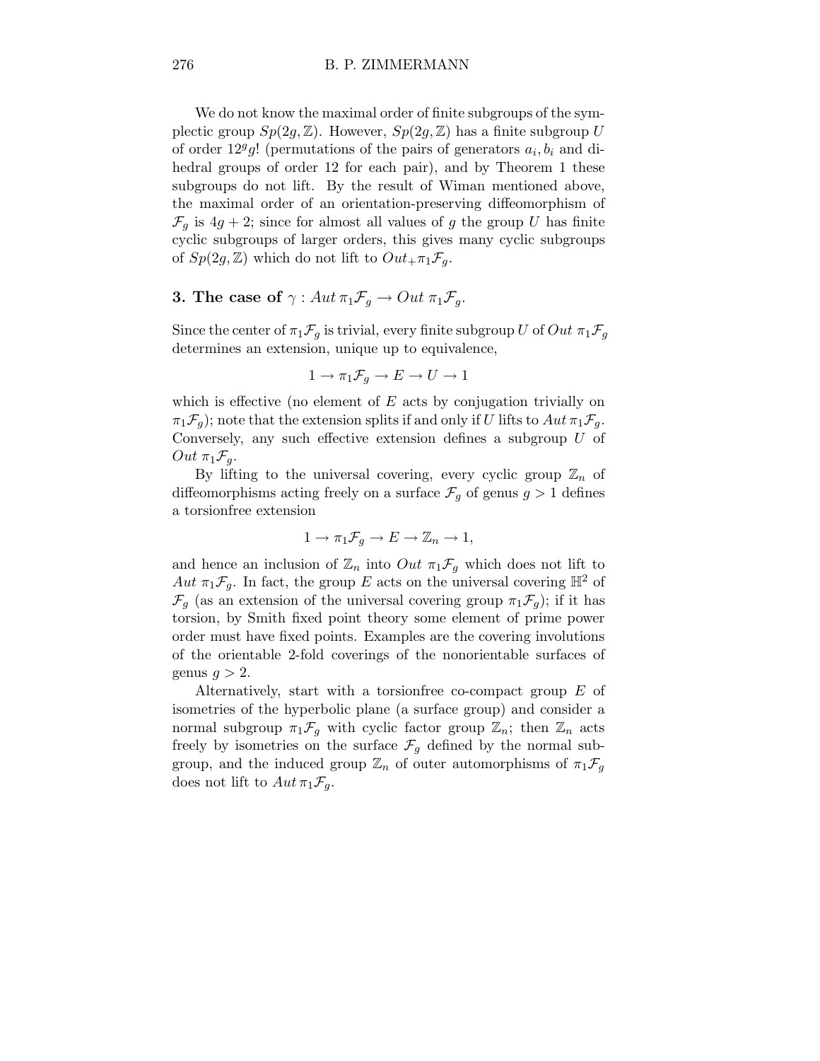We do not know the maximal order of finite subgroups of the symplectic group $Sp(2g, \mathbb{Z})$. However, $Sp(2g, \mathbb{Z})$ has a finite subgroup $U$ of order $12^g g!$ (permutations of the pairs of generators $a_i, b_i$ and dihedral groups of order 12 for each pair), and by Theorem 1 these subgroups do not lift. By the result of Wiman mentioned above, the maximal order of an orientation-preserving diffeomorphism of $\mathcal{F}_g$ is $4g + 2$; since for almost all values of $g$ the group $U$ has finite cyclic subgroups of larger orders, this gives many cyclic subgroups of $Sp(2g, \mathbb{Z})$ which do not lift to $Out_+ \pi_1 \mathcal{F}_g$.

## 3. The case of $\gamma : Aut\, \pi_1 \mathcal{F}_g \to Out\, \pi_1 \mathcal{F}_g$.

Since the center of $\pi_1 \mathcal{F}_g$ is trivial, every finite subgroup $U$ of $Out\, \pi_1 \mathcal{F}_g$ determines an extension, unique up to equivalence,

$$1 \to \pi_1 \mathcal{F}_g \to E \to U \to 1$$

which is effective (no element of $E$ acts by conjugation trivially on $\pi_1 \mathcal{F}_g$); note that the extension splits if and only if $U$ lifts to $Aut\, \pi_1 \mathcal{F}_g$. Conversely, any such effective extension defines a subgroup $U$ of $Out\, \pi_1 \mathcal{F}_g$.

By lifting to the universal covering, every cyclic group $\mathbb{Z}_n$ of diffeomorphisms acting freely on a surface $\mathcal{F}_g$ of genus $g > 1$ defines a torsionfree extension

$$1 \to \pi_1 \mathcal{F}_g \to E \to \mathbb{Z}_n \to 1,$$

and hence an inclusion of $\mathbb{Z}_n$ into $Out\, \pi_1 \mathcal{F}_g$ which does not lift to $Aut\, \pi_1 \mathcal{F}_g$. In fact, the group $E$ acts on the universal covering $\mathbb{H}^2$ of $\mathcal{F}_g$ (as an extension of the universal covering group $\pi_1 \mathcal{F}_g$); if it has torsion, by Smith fixed point theory some element of prime power order must have fixed points. Examples are the covering involutions of the orientable 2-fold coverings of the nonorientable surfaces of genus $g > 2$.

Alternatively, start with a torsionfree co-compact group $E$ of isometries of the hyperbolic plane (a surface group) and consider a normal subgroup $\pi_1 \mathcal{F}_g$ with cyclic factor group $\mathbb{Z}_n$; then $\mathbb{Z}_n$ acts freely by isometries on the surface $\mathcal{F}_g$ defined by the normal subgroup, and the induced group $\mathbb{Z}_n$ of outer automorphisms of $\pi_1 \mathcal{F}_g$ does not lift to $Aut\, \pi_1 \mathcal{F}_g$.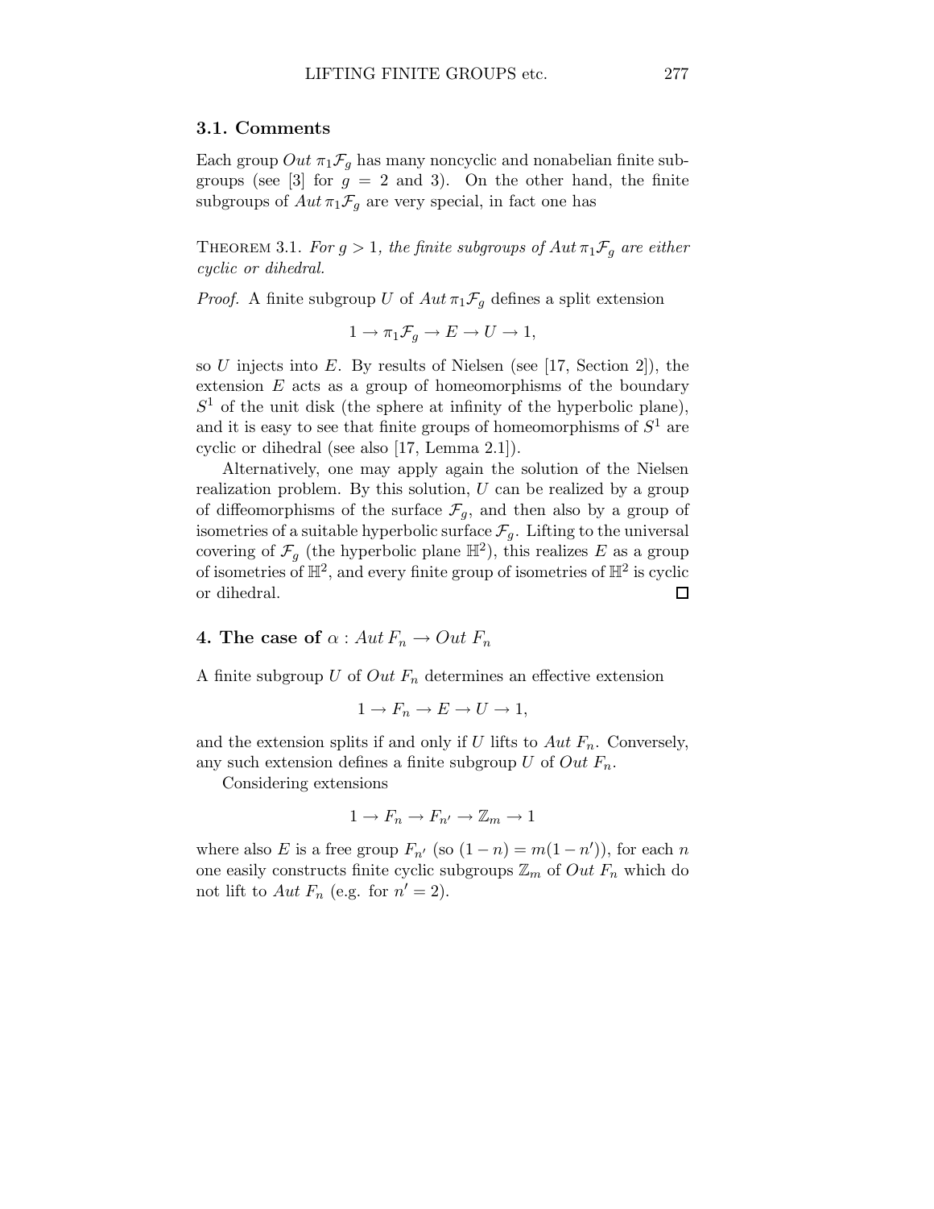### 3.1. Comments

Each group $Out\,\pi_1\mathcal{F}_g$ has many noncyclic and nonabelian finite subgroups (see [3] for $g = 2$ and 3). On the other hand, the finite subgroups of $Aut\,\pi_1\mathcal{F}_g$ are very special, in fact one has

THEOREM 3.1. *For $g > 1$, the finite subgroups of $Aut\,\pi_1\mathcal{F}_g$ are either cyclic or dihedral.*

*Proof.* A finite subgroup $U$ of $Aut\,\pi_1\mathcal{F}_g$ defines a split extension

$$1 \to \pi_1\mathcal{F}_g \to E \to U \to 1,$$

so $U$ injects into $E$. By results of Nielsen (see [17, Section 2]), the extension $E$ acts as a group of homeomorphisms of the boundary $S^1$ of the unit disk (the sphere at infinity of the hyperbolic plane), and it is easy to see that finite groups of homeomorphisms of $S^1$ are cyclic or dihedral (see also [17, Lemma 2.1]).

Alternatively, one may apply again the solution of the Nielsen realization problem. By this solution, $U$ can be realized by a group of diffeomorphisms of the surface $\mathcal{F}_g$, and then also by a group of isometries of a suitable hyperbolic surface $\mathcal{F}_g$. Lifting to the universal covering of $\mathcal{F}_g$ (the hyperbolic plane $\mathbb{H}^2$), this realizes $E$ as a group of isometries of $\mathbb{H}^2$, and every finite group of isometries of $\mathbb{H}^2$ is cyclic or dihedral. $\square$

## 4. The case of $\alpha : Aut\,F_n \to Out\,F_n$

A finite subgroup $U$ of $Out\,F_n$ determines an effective extension

$$1 \to F_n \to E \to U \to 1,$$

and the extension splits if and only if $U$ lifts to $Aut\,F_n$. Conversely, any such extension defines a finite subgroup $U$ of $Out\,F_n$.

Considering extensions

$$1 \to F_n \to F_{n'} \to \mathbb{Z}_m \to 1$$

where also $E$ is a free group $F_{n'}$ (so $(1-n) = m(1-n')$), for each $n$ one easily constructs finite cyclic subgroups $\mathbb{Z}_m$ of $Out\,F_n$ which do not lift to $Aut\,F_n$ (e.g. for $n' = 2$).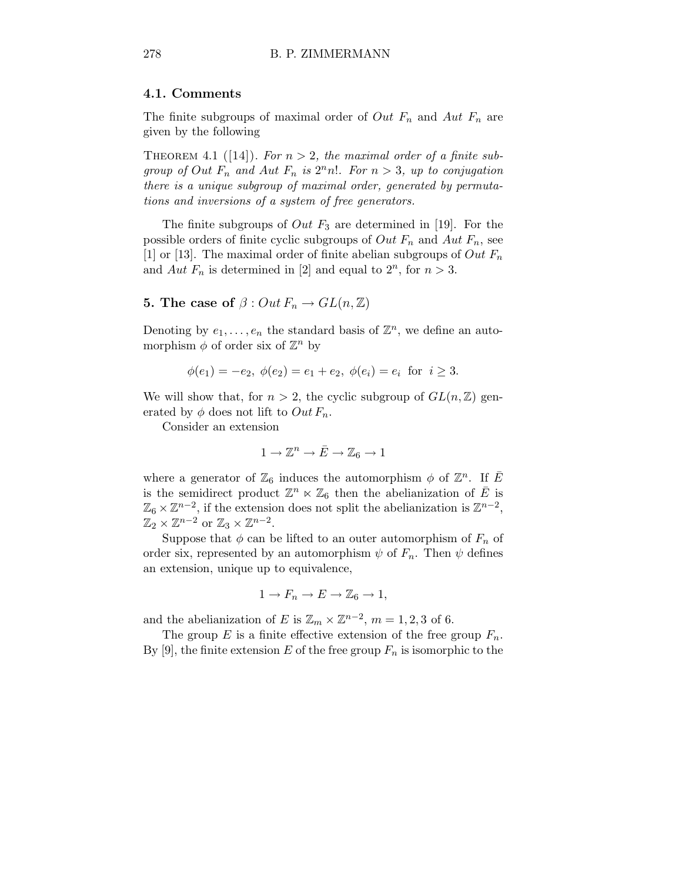### 4.1. Comments

The finite subgroups of maximal order of $Out\ F_n$ and $Aut\ F_n$ are given by the following

THEOREM 4.1 ([14]). *For $n > 2$, the maximal order of a finite subgroup of $Out\ F_n$ and $Aut\ F_n$ is $2^n n!$. For $n > 3$, up to conjugation there is a unique subgroup of maximal order, generated by permutations and inversions of a system of free generators.*

The finite subgroups of $Out\ F_3$ are determined in [19]. For the possible orders of finite cyclic subgroups of $Out\ F_n$ and $Aut\ F_n$, see [1] or [13]. The maximal order of finite abelian subgroups of $Out\ F_n$ and $Aut\ F_n$ is determined in [2] and equal to $2^n$, for $n > 3$.

## 5. The case of $\beta : Out\, F_n \to GL(n, \mathbb{Z})$

Denoting by $e_1, \dots, e_n$ the standard basis of $\mathbb{Z}^n$, we define an automorphism $\phi$ of order six of $\mathbb{Z}^n$ by

$$\phi(e_1) = -e_2,\ \phi(e_2) = e_1 + e_2,\ \phi(e_i) = e_i \ \text{ for } \ i \geq 3.$$

We will show that, for $n > 2$, the cyclic subgroup of $GL(n, \mathbb{Z})$ generated by $\phi$ does not lift to $Out\, F_n$.

Consider an extension

$$1 \to \mathbb{Z}^n \to \bar{E} \to \mathbb{Z}_6 \to 1$$

where a generator of $\mathbb{Z}_6$ induces the automorphism $\phi$ of $\mathbb{Z}^n$. If $\bar{E}$ is the semidirect product $\mathbb{Z}^n \ltimes \mathbb{Z}_6$ then the abelianization of $\bar{E}$ is $\mathbb{Z}_6 \times \mathbb{Z}^{n-2}$, if the extension does not split the abelianization is $\mathbb{Z}^{n-2}$, $\mathbb{Z}_2 \times \mathbb{Z}^{n-2}$ or $\mathbb{Z}_3 \times \mathbb{Z}^{n-2}$.

Suppose that $\phi$ can be lifted to an outer automorphism of $F_n$ of order six, represented by an automorphism $\psi$ of $F_n$. Then $\psi$ defines an extension, unique up to equivalence,

$$1 \to F_n \to E \to \mathbb{Z}_6 \to 1,$$

and the abelianization of $E$ is $\mathbb{Z}_m \times \mathbb{Z}^{n-2}$, $m = 1, 2, 3$ of 6.

The group $E$ is a finite effective extension of the free group $F_n$. By [9], the finite extension $E$ of the free group $F_n$ is isomorphic to the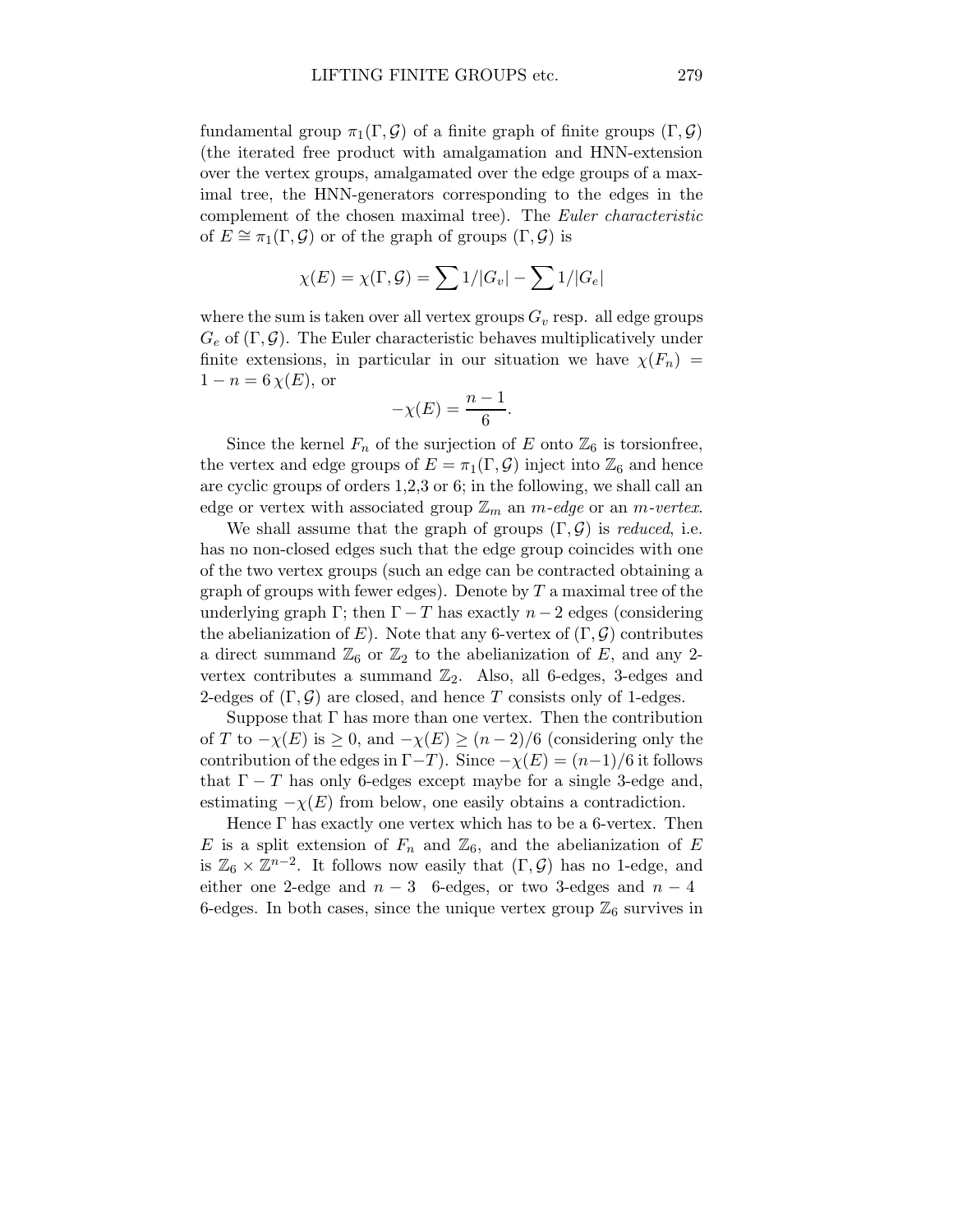fundamental group $\pi_1(\Gamma, \mathcal{G})$ of a finite graph of finite groups $(\Gamma, \mathcal{G})$ (the iterated free product with amalgamation and HNN-extension over the vertex groups, amalgamated over the edge groups of a maximal tree, the HNN-generators corresponding to the edges in the complement of the chosen maximal tree). The *Euler characteristic* of $E \cong \pi_1(\Gamma, \mathcal{G})$ or of the graph of groups $(\Gamma, \mathcal{G})$ is

$$\chi(E) = \chi(\Gamma, \mathcal{G}) = \sum 1/|G_v| - \sum 1/|G_e|$$

where the sum is taken over all vertex groups $G_v$ resp. all edge groups $G_e$ of $(\Gamma, \mathcal{G})$. The Euler characteristic behaves multiplicatively under finite extensions, in particular in our situation we have $\chi(F_n) = 1 - n = 6\,\chi(E)$, or

$$-\chi(E) = \frac{n-1}{6}.$$

Since the kernel $F_n$ of the surjection of $E$ onto $\mathbb{Z}_6$ is torsionfree, the vertex and edge groups of $E = \pi_1(\Gamma, \mathcal{G})$ inject into $\mathbb{Z}_6$ and hence are cyclic groups of orders 1,2,3 or 6; in the following, we shall call an edge or vertex with associated group $\mathbb{Z}_m$ an *m-edge* or an *m-vertex*.

We shall assume that the graph of groups $(\Gamma, \mathcal{G})$ is *reduced*, i.e. has no non-closed edges such that the edge group coincides with one of the two vertex groups (such an edge can be contracted obtaining a graph of groups with fewer edges). Denote by $T$ a maximal tree of the underlying graph $\Gamma$; then $\Gamma - T$ has exactly $n-2$ edges (considering the abelianization of $E$). Note that any 6-vertex of $(\Gamma, \mathcal{G})$ contributes a direct summand $\mathbb{Z}_6$ or $\mathbb{Z}_2$ to the abelianization of $E$, and any 2-vertex contributes a summand $\mathbb{Z}_2$. Also, all 6-edges, 3-edges and 2-edges of $(\Gamma, \mathcal{G})$ are closed, and hence $T$ consists only of 1-edges.

Suppose that $\Gamma$ has more than one vertex. Then the contribution of $T$ to $-\chi(E)$ is $\geq 0$, and $-\chi(E) \geq (n-2)/6$ (considering only the contribution of the edges in $\Gamma - T$). Since $-\chi(E) = (n-1)/6$ it follows that $\Gamma - T$ has only 6-edges except maybe for a single 3-edge and, estimating $-\chi(E)$ from below, one easily obtains a contradiction.

Hence $\Gamma$ has exactly one vertex which has to be a 6-vertex. Then $E$ is a split extension of $F_n$ and $\mathbb{Z}_6$, and the abelianization of $E$ is $\mathbb{Z}_6 \times \mathbb{Z}^{n-2}$. It follows now easily that $(\Gamma, \mathcal{G})$ has no 1-edge, and either one 2-edge and $n-3$ 6-edges, or two 3-edges and $n-4$ 6-edges. In both cases, since the unique vertex group $\mathbb{Z}_6$ survives in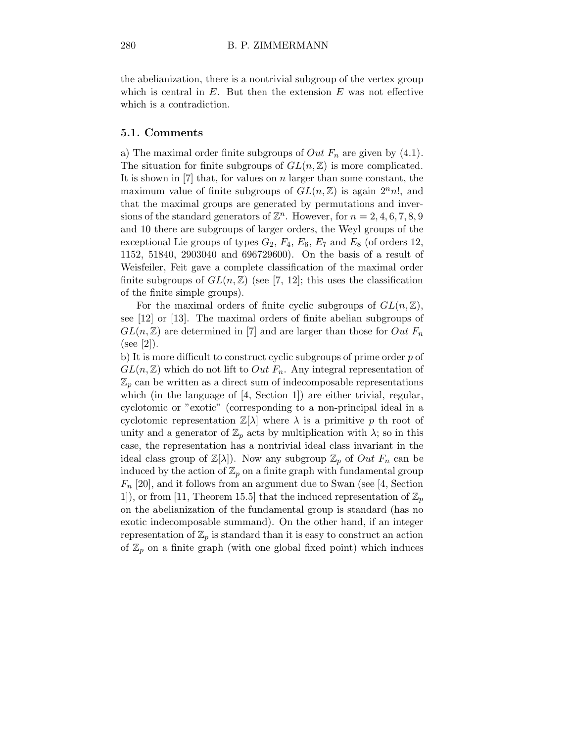the abelianization, there is a nontrivial subgroup of the vertex group which is central in $E$. But then the extension $E$ was not effective which is a contradiction.

### 5.1. Comments

a) The maximal order finite subgroups of $Out\ F_n$ are given by (4.1). The situation for finite subgroups of $GL(n, \mathbb{Z})$ is more complicated. It is shown in [7] that, for values on $n$ larger than some constant, the maximum value of finite subgroups of $GL(n, \mathbb{Z})$ is again $2^n n!$, and that the maximal groups are generated by permutations and inversions of the standard generators of $\mathbb{Z}^n$. However, for $n = 2, 4, 6, 7, 8, 9$ and 10 there are subgroups of larger orders, the Weyl groups of the exceptional Lie groups of types $G_2$, $F_4$, $E_6$, $E_7$ and $E_8$ (of orders 12, 1152, 51840, 2903040 and 696729600). On the basis of a result of Weisfeiler, Feit gave a complete classification of the maximal order finite subgroups of $GL(n, \mathbb{Z})$ (see [7, 12]; this uses the classification of the finite simple groups).

For the maximal orders of finite cyclic subgroups of $GL(n, \mathbb{Z})$, see [12] or [13]. The maximal orders of finite abelian subgroups of $GL(n, \mathbb{Z})$ are determined in [7] and are larger than those for $Out\ F_n$ (see [2]).

b) It is more difficult to construct cyclic subgroups of prime order $p$ of $GL(n, \mathbb{Z})$ which do not lift to $Out\ F_n$. Any integral representation of $\mathbb{Z}_p$ can be written as a direct sum of indecomposable representations which (in the language of [4, Section 1]) are either trivial, regular, cyclotomic or "exotic" (corresponding to a non-principal ideal in a cyclotomic representation $\mathbb{Z}[\lambda]$ where $\lambda$ is a primitive $p$ th root of unity and a generator of $\mathbb{Z}_p$ acts by multiplication with $\lambda$; so in this case, the representation has a nontrivial ideal class invariant in the ideal class group of $\mathbb{Z}[\lambda]$). Now any subgroup $\mathbb{Z}_p$ of $Out\ F_n$ can be induced by the action of $\mathbb{Z}_p$ on a finite graph with fundamental group $F_n$ [20], and it follows from an argument due to Swan (see [4, Section 1]), or from [11, Theorem 15.5] that the induced representation of $\mathbb{Z}_p$ on the abelianization of the fundamental group is standard (has no exotic indecomposable summand). On the other hand, if an integer representation of $\mathbb{Z}_p$ is standard than it is easy to construct an action of $\mathbb{Z}_p$ on a finite graph (with one global fixed point) which induces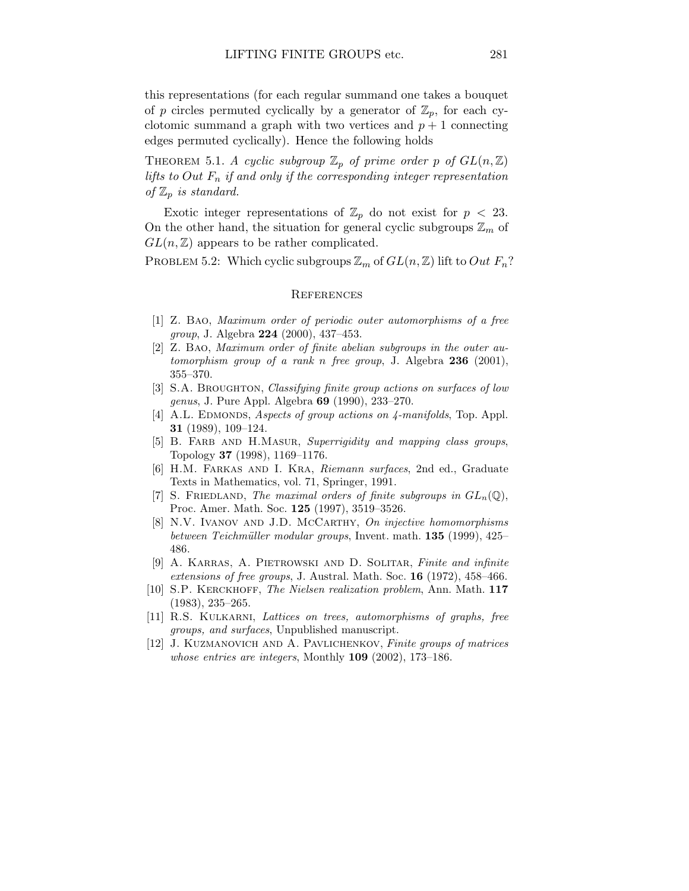this representations (for each regular summand one takes a bouquet of $p$ circles permuted cyclically by a generator of $\mathbb{Z}_p$, for each cyclotomic summand a graph with two vertices and $p+1$ connecting edges permuted cyclically). Hence the following holds

Theorem 5.1. *A cyclic subgroup $\mathbb{Z}_p$ of prime order $p$ of $GL(n,\mathbb{Z})$ lifts to $Out\ F_n$ if and only if the corresponding integer representation of $\mathbb{Z}_p$ is standard.*

Exotic integer representations of $\mathbb{Z}_p$ do not exist for $p < 23$. On the other hand, the situation for general cyclic subgroups $\mathbb{Z}_m$ of $GL(n,\mathbb{Z})$ appears to be rather complicated.

Problem 5.2: Which cyclic subgroups $\mathbb{Z}_m$ of $GL(n,\mathbb{Z})$ lift to $Out\ F_n$?

## References

[1] Z. Bao, *Maximum order of periodic outer automorphisms of a free group*, J. Algebra **224** (2000), 437–453.

[2] Z. Bao, *Maximum order of finite abelian subgroups in the outer automorphism group of a rank n free group*, J. Algebra **236** (2001), 355–370.

[3] S.A. Broughton, *Classifying finite group actions on surfaces of low genus*, J. Pure Appl. Algebra **69** (1990), 233–270.

[4] A.L. Edmonds, *Aspects of group actions on 4-manifolds*, Top. Appl. **31** (1989), 109–124.

[5] B. Farb and H.Masur, *Superrigidity and mapping class groups*, Topology **37** (1998), 1169–1176.

[6] H.M. Farkas and I. Kra, *Riemann surfaces*, 2nd ed., Graduate Texts in Mathematics, vol. 71, Springer, 1991.

[7] S. Friedland, *The maximal orders of finite subgroups in $GL_n(\mathbb{Q})$*, Proc. Amer. Math. Soc. **125** (1997), 3519–3526.

[8] N.V. Ivanov and J.D. McCarthy, *On injective homomorphisms between Teichmüller modular groups*, Invent. math. **135** (1999), 425–486.

[9] A. Karras, A. Pietrowski and D. Solitar, *Finite and infinite extensions of free groups*, J. Austral. Math. Soc. **16** (1972), 458–466.

[10] S.P. Kerckhoff, *The Nielsen realization problem*, Ann. Math. **117** (1983), 235–265.

[11] R.S. Kulkarni, *Lattices on trees, automorphisms of graphs, free groups, and surfaces*, Unpublished manuscript.

[12] J. Kuzmanovich and A. Pavlichenkov, *Finite groups of matrices whose entries are integers*, Monthly **109** (2002), 173–186.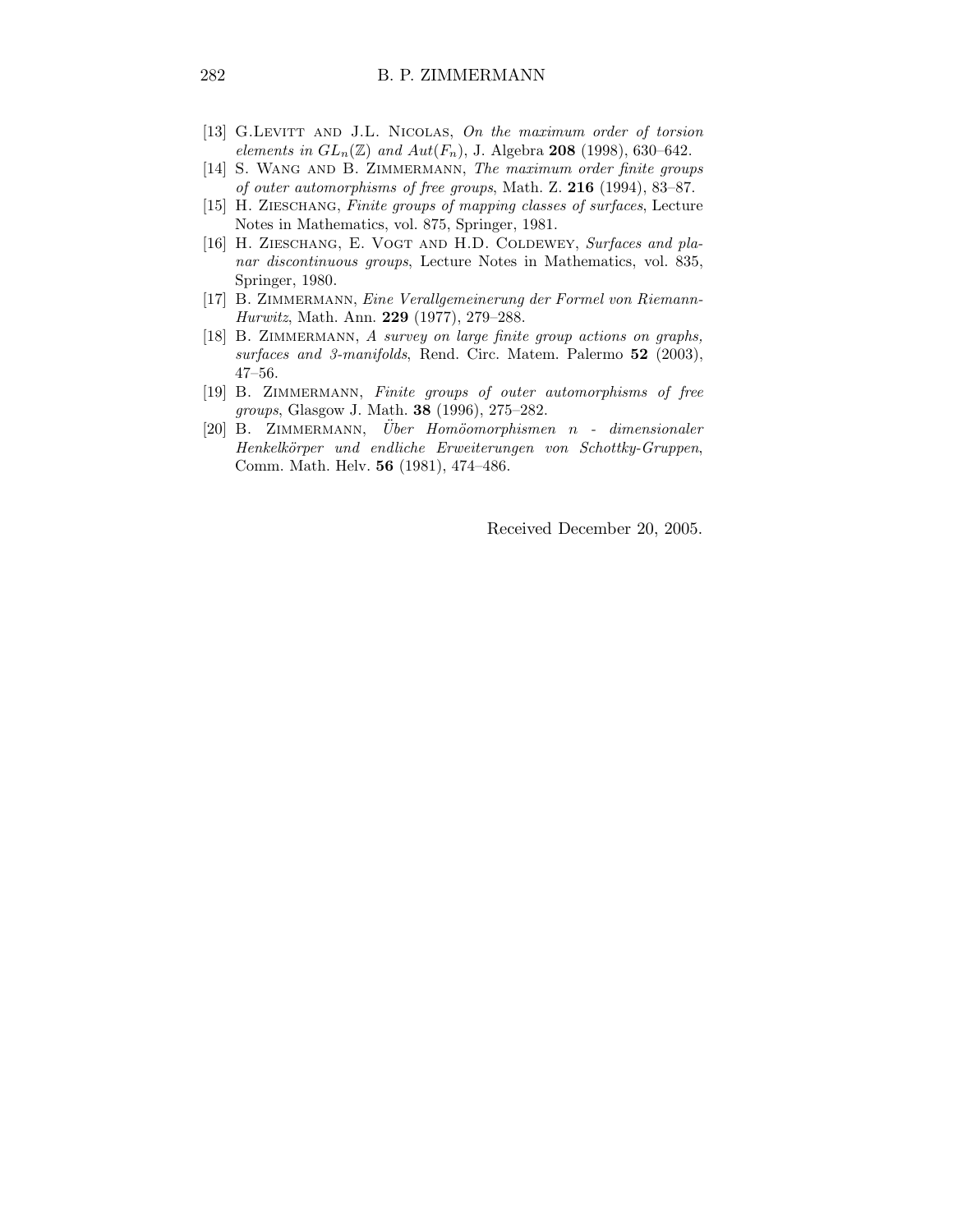[13] G. Levitt and J.L. Nicolas, *On the maximum order of torsion elements in $GL_n(\mathbb{Z})$ and $Aut(F_n)$*, J. Algebra **208** (1998), 630–642.

[14] S. Wang and B. Zimmermann, *The maximum order finite groups of outer automorphisms of free groups*, Math. Z. **216** (1994), 83–87.

[15] H. Zieschang, *Finite groups of mapping classes of surfaces*, Lecture Notes in Mathematics, vol. 875, Springer, 1981.

[16] H. Zieschang, E. Vogt and H.D. Coldewey, *Surfaces and planar discontinuous groups*, Lecture Notes in Mathematics, vol. 835, Springer, 1980.

[17] B. Zimmermann, *Eine Verallgemeinerung der Formel von Riemann-Hurwitz*, Math. Ann. **229** (1977), 279–288.

[18] B. Zimmermann, *A survey on large finite group actions on graphs, surfaces and 3-manifolds*, Rend. Circ. Matem. Palermo **52** (2003), 47–56.

[19] B. Zimmermann, *Finite groups of outer automorphisms of free groups*, Glasgow J. Math. **38** (1996), 275–282.

[20] B. Zimmermann, *Über Homöomorphismen n - dimensionaler Henkelkörper und endliche Erweiterungen von Schottky-Gruppen*, Comm. Math. Helv. **56** (1981), 474–486.

Received December 20, 2005.